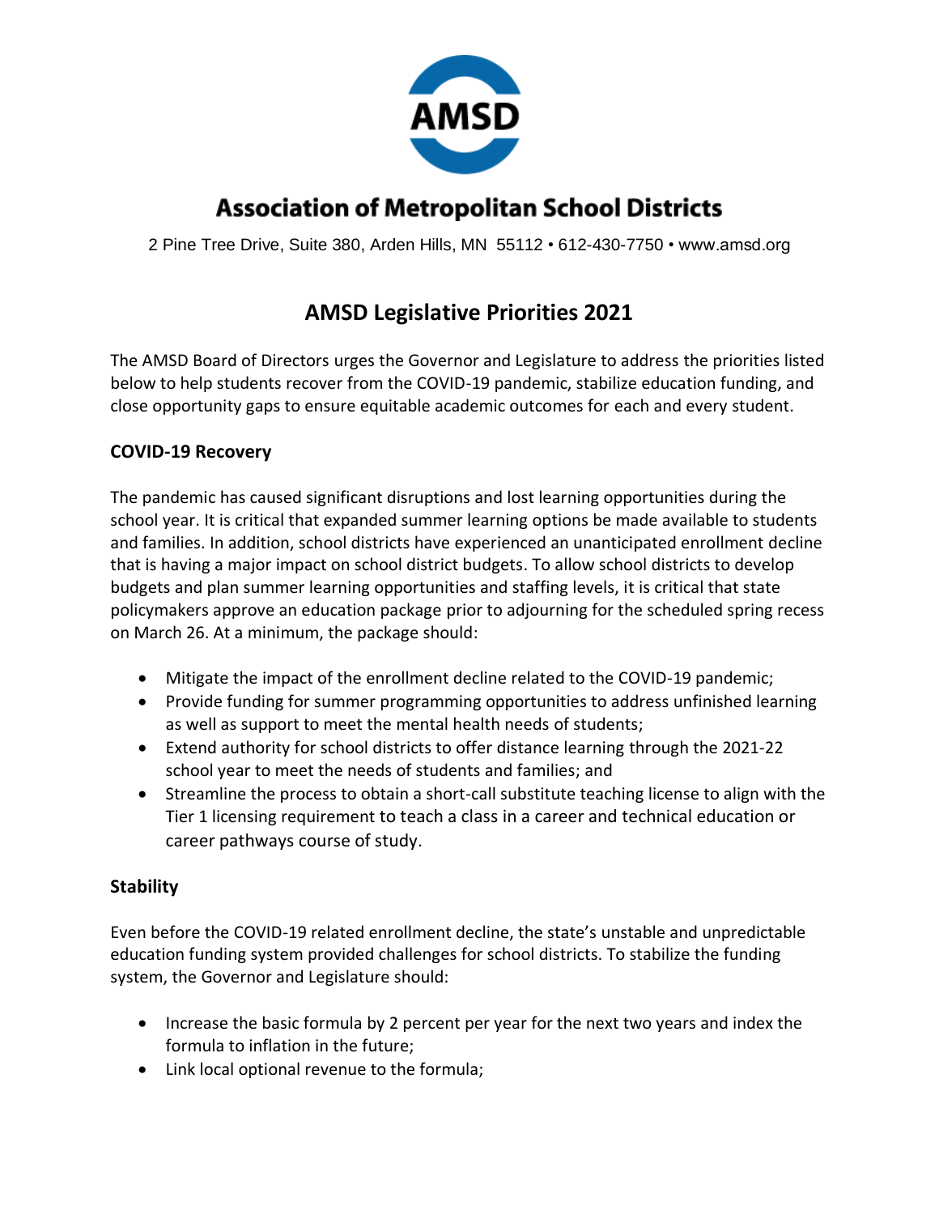# Association of Metropolitan School Districts

2 Pine Tree Drive, Suite 380, Arden Hills, MN 55112 • 612-430-7750 • www.amsd.org

## AMSD Legislative Priorities 2021

The AMSD Board of Directors urges the Governor and Legislature to address the priorities listed below to help students recover from the COVID-19 pandemic, stabilize education funding, and close opportunity gaps to ensure equitable academic outcomes for each and every student.

### COVID-19 Recovery

The pandemic has caused significant disruptions and lost learning opportunities during the school year. It is critical that expanded summer learning options be made available to students and families. In addition, school districts have experienced an unanticipated enrollment decline that is having a major impact on school district budgets. To allow school districts to develop budgets and plan summer learning opportunities and staffing levels, it is critical that state policymakers approve an education package prior to adjourning for the scheduled spring recess on March 26. At a minimum, the package should:

- Mitigate the impact of the enrollment decline related to the COVID-19 pandemic;
- Provide funding for summer programming opportunities to address unfinished learning as well as support to meet the mental health needs of students;
- Extend authority for school districts to offer distance learning through the 2021-22 school year to meet the needs of students and families; and
- Streamline the process to obtain a short-call substitute teaching license to align with the Tier 1 licensing requirement to teach a class in a career and technical education or career pathways course of study.

### Stability

Even before the COVID-19 related enrollment decline, the state's unstable and unpredictable education funding system provided challenges for school districts. To stabilize the funding system, the Governor and Legislature should:

- Increase the basic formula by 2 percent per year for the next two years and index the formula to inflation in the future;
- Link local optional revenue to the formula;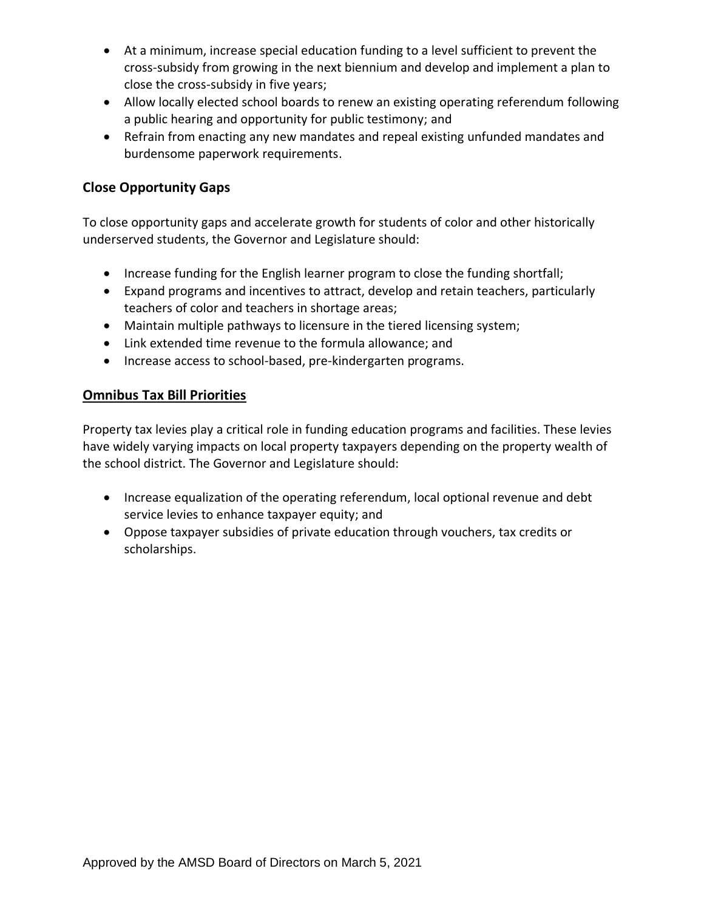- At a minimum, increase special education funding to a level sufficient to prevent the cross-subsidy from growing in the next biennium and develop and implement a plan to close the cross-subsidy in five years;
- Allow locally elected school boards to renew an existing operating referendum following a public hearing and opportunity for public testimony; and
- Refrain from enacting any new mandates and repeal existing unfunded mandates and burdensome paperwork requirements.

### Close Opportunity Gaps

To close opportunity gaps and accelerate growth for students of color and other historically underserved students, the Governor and Legislature should:

- Increase funding for the English learner program to close the funding shortfall;
- Expand programs and incentives to attract, develop and retain teachers, particularly teachers of color and teachers in shortage areas;
- Maintain multiple pathways to licensure in the tiered licensing system;
- Link extended time revenue to the formula allowance; and
- Increase access to school-based, pre-kindergarten programs.

## Omnibus Tax Bill Priorities

Property tax levies play a critical role in funding education programs and facilities. These levies have widely varying impacts on local property taxpayers depending on the property wealth of the school district. The Governor and Legislature should:

- Increase equalization of the operating referendum, local optional revenue and debt service levies to enhance taxpayer equity; and
- Oppose taxpayer subsidies of private education through vouchers, tax credits or scholarships.

Approved by the AMSD Board of Directors on March 5, 2021